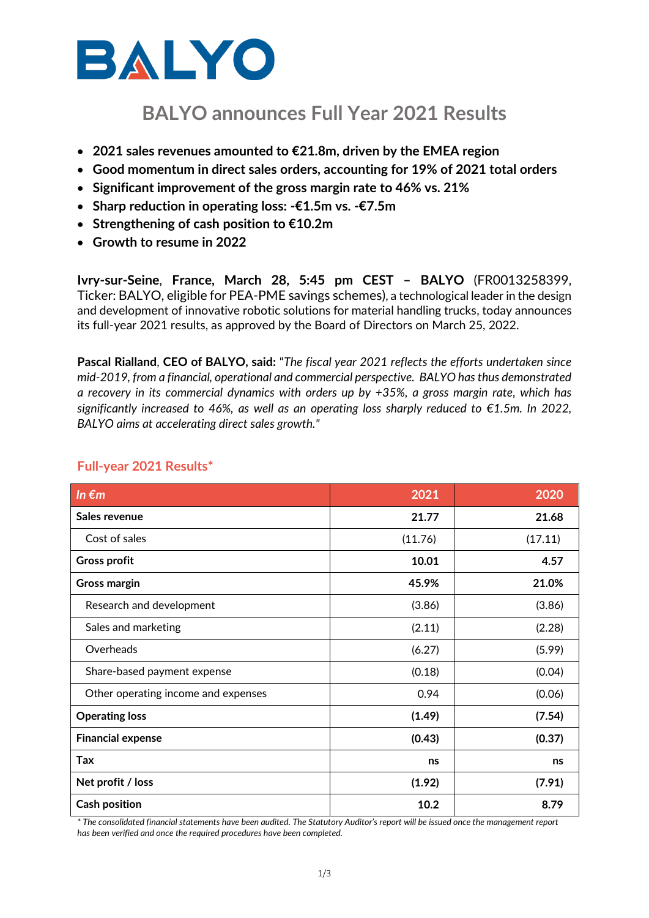# BALYO

## BALYO announces Full Year 2021 Results

- **2021 sales revenues amounted to €21.8m, driven by the EMEA region**
- **Good momentum in direct sales orders, accounting for 19% of 2021 total orders**
- **Significant improvement of the gross margin rate to 46% vs. 21%**
- **Sharp reduction in operating loss: -€1.5m vs. -€7.5m**
- **Strengthening of cash position to €10.2m**
- **Growth to resume in 2022**

**Ivry-sur-Seine, France, March 28, 5:45 pm CEST – BALYO** (FR0013258399, Ticker: BALYO, eligible for PEA-PME savings schemes), a technological leader in the design and development of innovative robotic solutions for material handling trucks, today announces its full-year 2021 results, as approved by the Board of Directors on March 25, 2022.

**Pascal Rialland, CEO of BALYO, said:** "*The fiscal year 2021 reflects the efforts undertaken since mid-2019, from a financial, operational and commercial perspective. BALYO has thus demonstrated a recovery in its commercial dynamics with orders up by +35%, a gross margin rate, which has significantly increased to 46%, as well as an operating loss sharply reduced to €1.5m. In 2022, BALYO aims at accelerating direct sales growth.*"

### Full-year 2021 Results*

| *In €m* | 2021 | 2020 |
|---|---|---|
| **Sales revenue** | **21.77** | **21.68** |
| Cost of sales | (11.76) | (17.11) |
| **Gross profit** | **10.01** | **4.57** |
| **Gross margin** | **45.9%** | **21.0%** |
| Research and development | (3.86) | (3.86) |
| Sales and marketing | (2.11) | (2.28) |
| Overheads | (6.27) | (5.99) |
| Share-based payment expense | (0.18) | (0.04) |
| Other operating income and expenses | 0.94 | (0.06) |
| **Operating loss** | **(1.49)** | **(7.54)** |
| **Financial expense** | **(0.43)** | **(0.37)** |
| **Tax** | **ns** | **ns** |
| **Net profit / loss** | **(1.92)** | **(7.91)** |
| **Cash position** | **10.2** | **8.79** |

*\* The consolidated financial statements have been audited. The Statutory Auditor's report will be issued once the management report has been verified and once the required procedures have been completed.*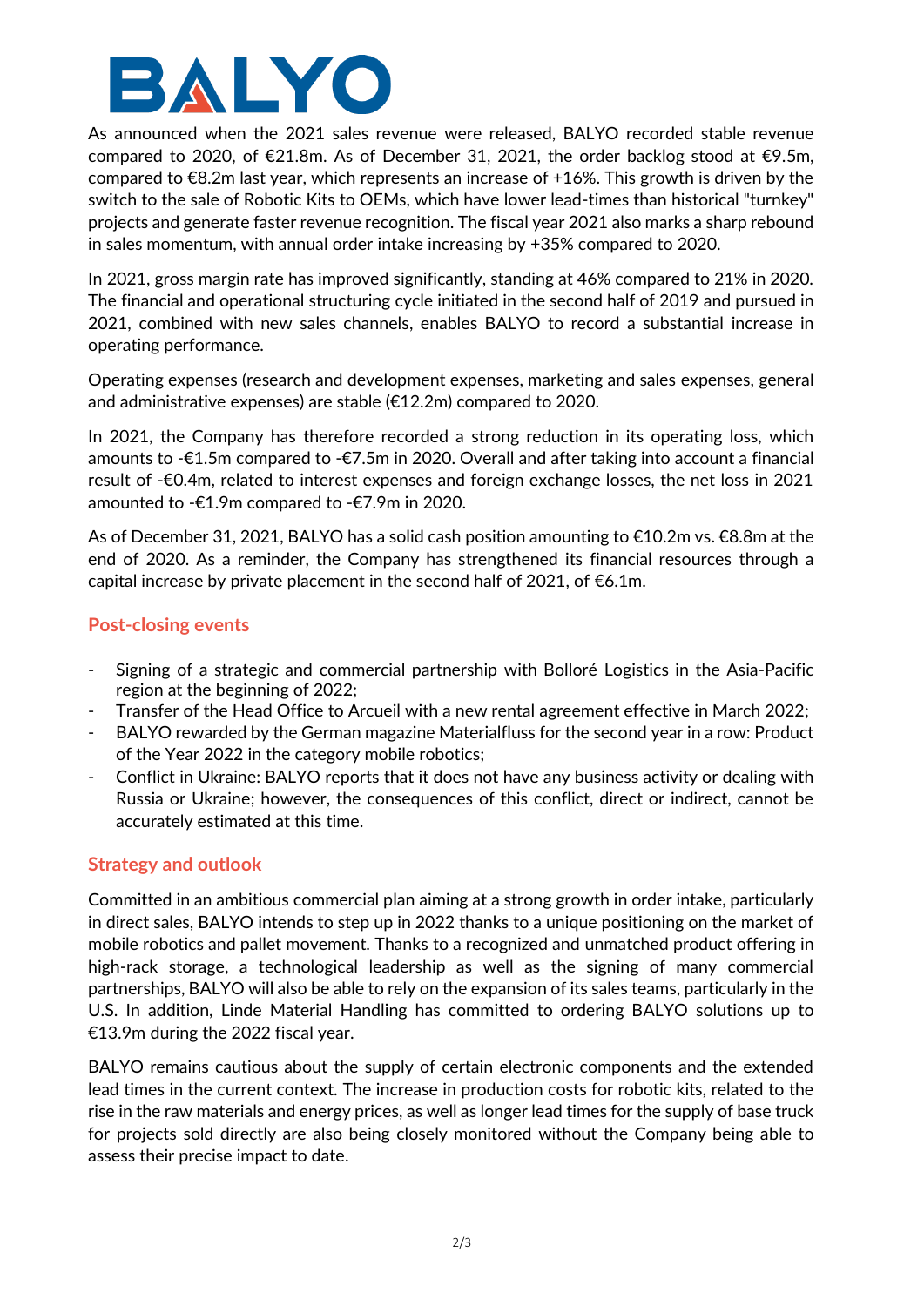As announced when the 2021 sales revenue were released, BALYO recorded stable revenue compared to 2020, of €21.8m. As of December 31, 2021, the order backlog stood at €9.5m, compared to €8.2m last year, which represents an increase of +16%. This growth is driven by the switch to the sale of Robotic Kits to OEMs, which have lower lead-times than historical "turnkey" projects and generate faster revenue recognition. The fiscal year 2021 also marks a sharp rebound in sales momentum, with annual order intake increasing by +35% compared to 2020.

In 2021, gross margin rate has improved significantly, standing at 46% compared to 21% in 2020. The financial and operational structuring cycle initiated in the second half of 2019 and pursued in 2021, combined with new sales channels, enables BALYO to record a substantial increase in operating performance.

Operating expenses (research and development expenses, marketing and sales expenses, general and administrative expenses) are stable (€12.2m) compared to 2020.

In 2021, the Company has therefore recorded a strong reduction in its operating loss, which amounts to -€1.5m compared to -€7.5m in 2020. Overall and after taking into account a financial result of -€0.4m, related to interest expenses and foreign exchange losses, the net loss in 2021 amounted to -€1.9m compared to -€7.9m in 2020.

As of December 31, 2021, BALYO has a solid cash position amounting to €10.2m vs. €8.8m at the end of 2020. As a reminder, the Company has strengthened its financial resources through a capital increase by private placement in the second half of 2021, of €6.1m.

## Post-closing events

- Signing of a strategic and commercial partnership with Bolloré Logistics in the Asia-Pacific region at the beginning of 2022;
- Transfer of the Head Office to Arcueil with a new rental agreement effective in March 2022;
- BALYO rewarded by the German magazine Materialfluss for the second year in a row: Product of the Year 2022 in the category mobile robotics;
- Conflict in Ukraine: BALYO reports that it does not have any business activity or dealing with Russia or Ukraine; however, the consequences of this conflict, direct or indirect, cannot be accurately estimated at this time.

## Strategy and outlook

Committed in an ambitious commercial plan aiming at a strong growth in order intake, particularly in direct sales, BALYO intends to step up in 2022 thanks to a unique positioning on the market of mobile robotics and pallet movement. Thanks to a recognized and unmatched product offering in high-rack storage, a technological leadership as well as the signing of many commercial partnerships, BALYO will also be able to rely on the expansion of its sales teams, particularly in the U.S. In addition, Linde Material Handling has committed to ordering BALYO solutions up to €13.9m during the 2022 fiscal year.

BALYO remains cautious about the supply of certain electronic components and the extended lead times in the current context. The increase in production costs for robotic kits, related to the rise in the raw materials and energy prices, as well as longer lead times for the supply of base truck for projects sold directly are also being closely monitored without the Company being able to assess their precise impact to date.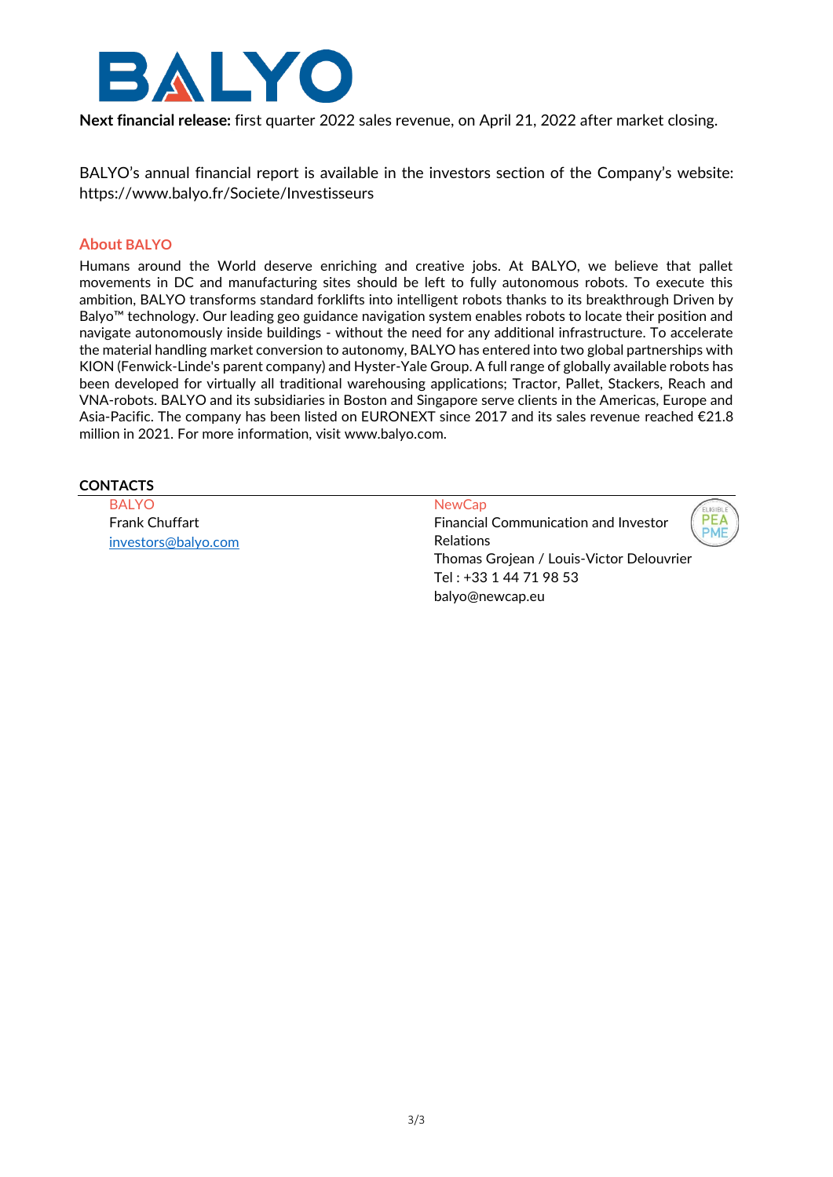**Next financial release:** first quarter 2022 sales revenue, on April 21, 2022 after market closing.

BALYO's annual financial report is available in the investors section of the Company's website: https://www.balyo.fr/Societe/Investisseurs

## About BALYO

Humans around the World deserve enriching and creative jobs. At BALYO, we believe that pallet movements in DC and manufacturing sites should be left to fully autonomous robots. To execute this ambition, BALYO transforms standard forklifts into intelligent robots thanks to its breakthrough Driven by Balyo™ technology. Our leading geo guidance navigation system enables robots to locate their position and navigate autonomously inside buildings - without the need for any additional infrastructure. To accelerate the material handling market conversion to autonomy, BALYO has entered into two global partnerships with KION (Fenwick-Linde's parent company) and Hyster-Yale Group. A full range of globally available robots has been developed for virtually all traditional warehousing applications; Tractor, Pallet, Stackers, Reach and VNA-robots. BALYO and its subsidiaries in Boston and Singapore serve clients in the Americas, Europe and Asia-Pacific. The company has been listed on EURONEXT since 2017 and its sales revenue reached €21.8 million in 2021. For more information, visit www.balyo.com.

**CONTACTS**

BALYO
Frank Chuffart
investors@balyo.com

NewCap
Financial Communication and Investor Relations
Thomas Grojean / Louis-Victor Delouvrier
Tel : +33 1 44 71 98 53
balyo@newcap.eu

ELIGIBLE PEA PME